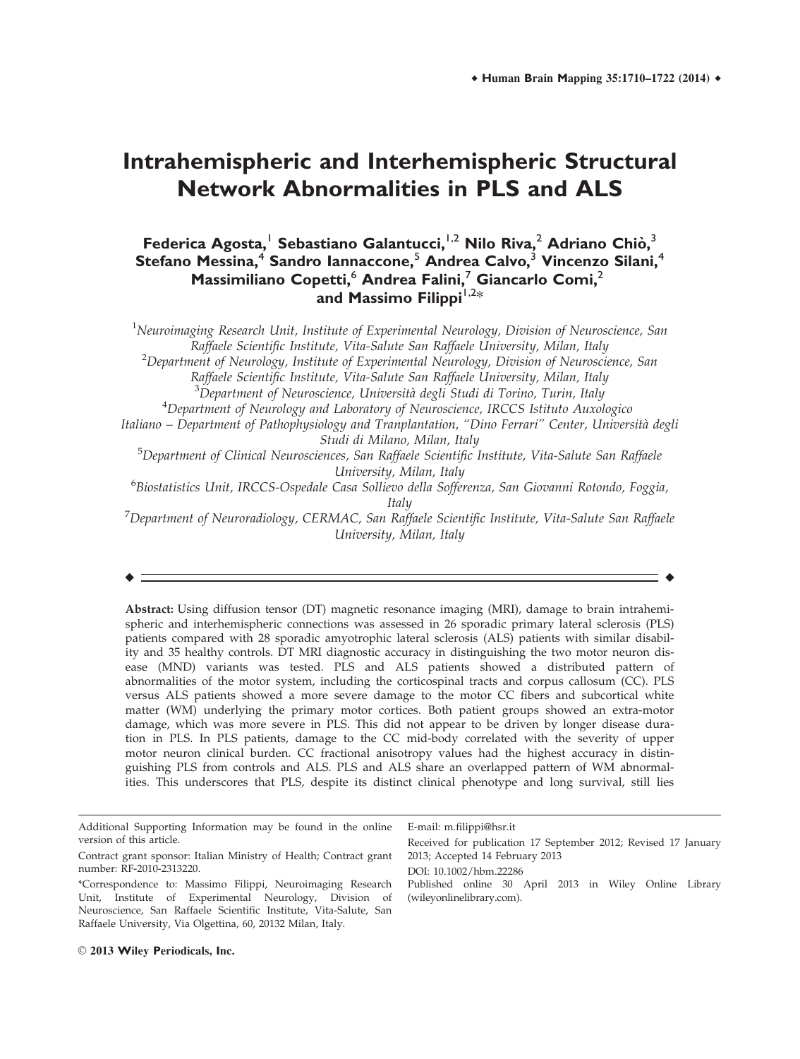# Intrahemispheric and Interhemispheric Structural Network Abnormalities in PLS and ALS

**Federica Agosta,[1] Sebastiano Galantucci,[1,2] Nilo Riva,[2] Adriano Chiò,[3] Stefano Messina,[4] Sandro Iannaccone,[5] Andrea Calvo,[3] Vincenzo Silani,[4] Massimiliano Copetti,[6] Andrea Falini,[7] Giancarlo Comi,[2] and Massimo Filippi[1,2]***

[1]*Neuroimaging Research Unit, Institute of Experimental Neurology, Division of Neuroscience, San Raffaele Scientific Institute, Vita-Salute San Raffaele University, Milan, Italy*
[2]*Department of Neurology, Institute of Experimental Neurology, Division of Neuroscience, San Raffaele Scientific Institute, Vita-Salute San Raffaele University, Milan, Italy*
[3]*Department of Neuroscience, Università degli Studi di Torino, Turin, Italy*
[4]*Department of Neurology and Laboratory of Neuroscience, IRCCS Istituto Auxologico Italiano – Department of Pathophysiology and Tranplantation, "Dino Ferrari" Center, Università degli Studi di Milano, Milan, Italy*
[5]*Department of Clinical Neurosciences, San Raffaele Scientific Institute, Vita-Salute San Raffaele University, Milan, Italy*
[6]*Biostatistics Unit, IRCCS-Ospedale Casa Sollievo della Sofferenza, San Giovanni Rotondo, Foggia, Italy*
[7]*Department of Neuroradiology, CERMAC, San Raffaele Scientific Institute, Vita-Salute San Raffaele University, Milan, Italy*

---

**Abstract:** Using diffusion tensor (DT) magnetic resonance imaging (MRI), damage to brain intrahemispheric and interhemispheric connections was assessed in 26 sporadic primary lateral sclerosis (PLS) patients compared with 28 sporadic amyotrophic lateral sclerosis (ALS) patients with similar disability and 35 healthy controls. DT MRI diagnostic accuracy in distinguishing the two motor neuron disease (MND) variants was tested. PLS and ALS patients showed a distributed pattern of abnormalities of the motor system, including the corticospinal tracts and corpus callosum (CC). PLS versus ALS patients showed a more severe damage to the motor CC fibers and subcortical white matter (WM) underlying the primary motor cortices. Both patient groups showed an extra-motor damage, which was more severe in PLS. This did not appear to be driven by longer disease duration in PLS. In PLS patients, damage to the CC mid-body correlated with the severity of upper motor neuron clinical burden. CC fractional anisotropy values had the highest accuracy in distinguishing PLS from controls and ALS. PLS and ALS share an overlapped pattern of WM abnormalities. This underscores that PLS, despite its distinct clinical phenotype and long survival, still lies

---

Additional Supporting Information may be found in the online version of this article.

Contract grant sponsor: Italian Ministry of Health; Contract grant number: RF-2010-2313220.

*Correspondence to: Massimo Filippi, Neuroimaging Research Unit, Institute of Experimental Neurology, Division of Neuroscience, San Raffaele Scientific Institute, Vita-Salute, San Raffaele University, Via Olgettina, 60, 20132 Milan, Italy.

E-mail: m.filippi@hsr.it

Received for publication 17 September 2012; Revised 17 January 2013; Accepted 14 February 2013

DOI: 10.1002/hbm.22286

Published online 30 April 2013 in Wiley Online Library (wileyonlinelibrary.com).

© 2013 Wiley Periodicals, Inc.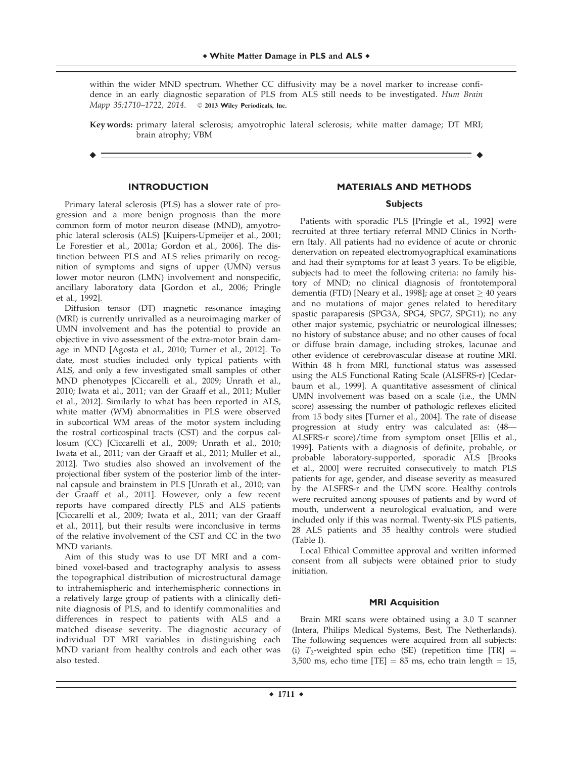within the wider MND spectrum. Whether CC diffusivity may be a novel marker to increase confidence in an early diagnostic separation of PLS from ALS still needs to be investigated. *Hum Brain Mapp 35:1710–1722, 2014.* © **2013 Wiley Periodicals, Inc.**

**Key words:** primary lateral sclerosis; amyotrophic lateral sclerosis; white matter damage; DT MRI; brain atrophy; VBM

## INTRODUCTION

Primary lateral sclerosis (PLS) has a slower rate of progression and a more benign prognosis than the more common form of motor neuron disease (MND), amyotrophic lateral sclerosis (ALS) [Kuipers-Upmeijer et al., 2001; Le Forestier et al., 2001a; Gordon et al., 2006]. The distinction between PLS and ALS relies primarily on recognition of symptoms and signs of upper (UMN) versus lower motor neuron (LMN) involvement and nonspecific, ancillary laboratory data [Gordon et al., 2006; Pringle et al., 1992].

Diffusion tensor (DT) magnetic resonance imaging (MRI) is currently unrivalled as a neuroimaging marker of UMN involvement and has the potential to provide an objective in vivo assessment of the extra-motor brain damage in MND [Agosta et al., 2010; Turner et al., 2012]. To date, most studies included only typical patients with ALS, and only a few investigated small samples of other MND phenotypes [Ciccarelli et al., 2009; Unrath et al., 2010; Iwata et al., 2011; van der Graaff et al., 2011; Muller et al., 2012]. Similarly to what has been reported in ALS, white matter (WM) abnormalities in PLS were observed in subcortical WM areas of the motor system including the rostral corticospinal tracts (CST) and the corpus callosum (CC) [Ciccarelli et al., 2009; Unrath et al., 2010; Iwata et al., 2011; van der Graaff et al., 2011; Muller et al., 2012]. Two studies also showed an involvement of the projectional fiber system of the posterior limb of the internal capsule and brainstem in PLS [Unrath et al., 2010; van der Graaff et al., 2011]. However, only a few recent reports have compared directly PLS and ALS patients [Ciccarelli et al., 2009; Iwata et al., 2011; van der Graaff et al., 2011], but their results were inconclusive in terms of the relative involvement of the CST and CC in the two MND variants.

Aim of this study was to use DT MRI and a combined voxel-based and tractography analysis to assess the topographical distribution of microstructural damage to intrahemispheric and interhemispheric connections in a relatively large group of patients with a clinically definite diagnosis of PLS, and to identify commonalities and differences in respect to patients with ALS and a matched disease severity. The diagnostic accuracy of individual DT MRI variables in distinguishing each MND variant from healthy controls and each other was also tested.

## MATERIALS AND METHODS

### Subjects

Patients with sporadic PLS [Pringle et al., 1992] were recruited at three tertiary referral MND Clinics in Northern Italy. All patients had no evidence of acute or chronic denervation on repeated electromyographical examinations and had their symptoms for at least 3 years. To be eligible, subjects had to meet the following criteria: no family history of MND; no clinical diagnosis of frontotemporal dementia (FTD) [Neary et al., 1998]; age at onset $\geq$ 40 years and no mutations of major genes related to hereditary spastic paraparesis (SPG3A, SPG4, SPG7, SPG11); no any other major systemic, psychiatric or neurological illnesses; no history of substance abuse; and no other causes of focal or diffuse brain damage, including strokes, lacunae and other evidence of cerebrovascular disease at routine MRI. Within 48 h from MRI, functional status was assessed using the ALS Functional Rating Scale (ALSFRS-r) [Cedarbaum et al., 1999]. A quantitative assessment of clinical UMN involvement was based on a scale (i.e., the UMN score) assessing the number of pathologic reflexes elicited from 15 body sites [Turner et al., 2004]. The rate of disease progression at study entry was calculated as: (48— ALSFRS-r score)/time from symptom onset [Ellis et al., 1999]. Patients with a diagnosis of definite, probable, or probable laboratory-supported, sporadic ALS [Brooks et al., 2000] were recruited consecutively to match PLS patients for age, gender, and disease severity as measured by the ALSFRS-r and the UMN score. Healthy controls were recruited among spouses of patients and by word of mouth, underwent a neurological evaluation, and were included only if this was normal. Twenty-six PLS patients, 28 ALS patients and 35 healthy controls were studied (Table I).

Local Ethical Committee approval and written informed consent from all subjects were obtained prior to study initiation.

### MRI Acquisition

Brain MRI scans were obtained using a 3.0 T scanner (Intera, Philips Medical Systems, Best, The Netherlands). The following sequences were acquired from all subjects: (i) $T_2$-weighted spin echo (SE) (repetition time [TR] = 3,500 ms, echo time [TE] = 85 ms, echo train length = 15,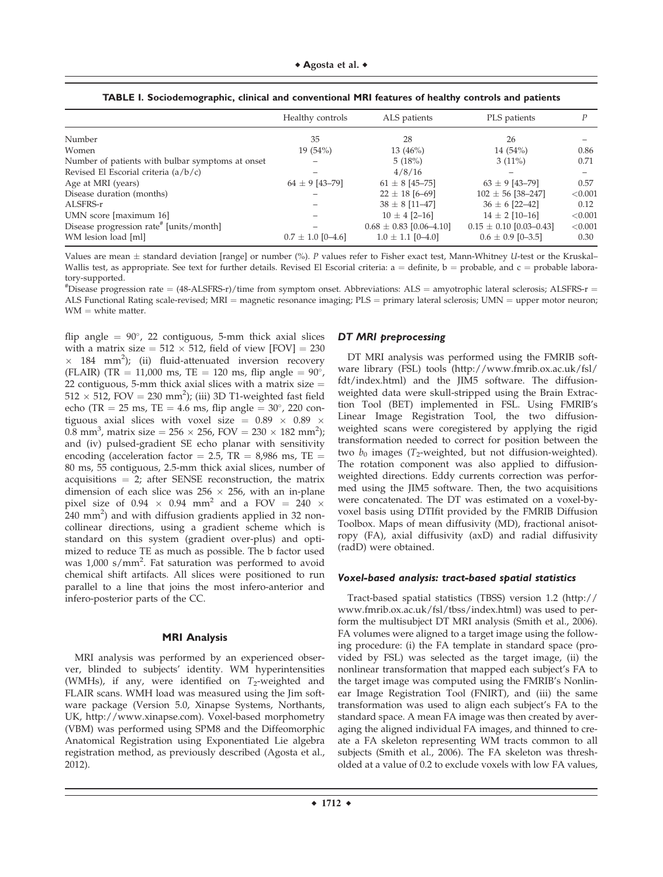**TABLE I. Sociodemographic, clinical and conventional MRI features of healthy controls and patients**

| | Healthy controls | ALS patients | PLS patients | P |
|---|---|---|---|---|
| Number | 35 | 28 | 26 | – |
| Women | 19 (54%) | 13 (46%) | 14 (54%) | 0.86 |
| Number of patients with bulbar symptoms at onset | – | 5 (18%) | 3 (11%) | 0.71 |
| Revised El Escorial criteria (a/b/c) | – | 4/8/16 | – | – |
| Age at MRI (years) | 64 ± 9 [43–79] | 61 ± 8 [45–75] | 63 ± 9 [43–79] | 0.57 |
| Disease duration (months) | – | 22 ± 18 [6–69] | 102 ± 56 [38–247] | <0.001 |
| ALSFRS-r | – | 38 ± 8 [11–47] | 36 ± 6 [22–42] | 0.12 |
| UMN score [maximum 16] | – | 10 ± 4 [2–16] | 14 ± 2 [10–16] | <0.001 |
| Disease progression rate[#] [units/month] | – | 0.68 ± 0.83 [0.06–4.10] | 0.15 ± 0.10 [0.03–0.43] | <0.001 |
| WM lesion load [ml] | 0.7 ± 1.0 [0–4.6] | 1.0 ± 1.1 [0–4.0] | 0.6 ± 0.9 [0–3.5] | 0.30 |

Values are mean ± standard deviation [range] or number (%). P values refer to Fisher exact test, Mann-Whitney U-test or the Kruskal–Wallis test, as appropriate. See text for further details. Revised El Escorial criteria: a = definite, b = probable, and c = probable laboratory-supported.

[#]Disease progression rate = (48-ALSFRS-r)/time from symptom onset. Abbreviations: ALS = amyotrophic lateral sclerosis; ALSFRS-r = ALS Functional Rating scale-revised; MRI = magnetic resonance imaging; PLS = primary lateral sclerosis; UMN = upper motor neuron; WM = white matter.

flip angle = 90°, 22 contiguous, 5-mm thick axial slices with a matrix size = 512 × 512, field of view [FOV] = 230 × 184 mm$^2$); (ii) fluid-attenuated inversion recovery (FLAIR) (TR = 11,000 ms, TE = 120 ms, flip angle = 90°, 22 contiguous, 5-mm thick axial slices with a matrix size = 512 × 512, FOV = 230 mm$^2$); (iii) 3D T1-weighted fast field echo (TR = 25 ms, TE = 4.6 ms, flip angle = 30°, 220 contiguous axial slices with voxel size = 0.89 × 0.89 × 0.8 mm$^3$, matrix size = 256 × 256, FOV = 230 × 182 mm$^2$); and (iv) pulsed-gradient SE echo planar with sensitivity encoding (acceleration factor = 2.5, TR = 8,986 ms, TE = 80 ms, 55 contiguous, 2.5-mm thick axial slices, number of acquisitions = 2; after SENSE reconstruction, the matrix dimension of each slice was 256 × 256, with an in-plane pixel size of 0.94 × 0.94 mm$^2$ and a FOV = 240 × 240 mm$^2$) and with diffusion gradients applied in 32 non-collinear directions, using a gradient scheme which is standard on this system (gradient over-plus) and optimized to reduce TE as much as possible. The b factor used was 1,000 s/mm$^2$. Fat saturation was performed to avoid chemical shift artifacts. All slices were positioned to run parallel to a line that joins the most infero-anterior and infero-posterior parts of the CC.

## MRI Analysis

MRI analysis was performed by an experienced observer, blinded to subjects' identity. WM hyperintensities (WMHs), if any, were identified on $T_2$-weighted and FLAIR scans. WMH load was measured using the Jim software package (Version 5.0, Xinapse Systems, Northants, UK, http://www.xinapse.com). Voxel-based morphometry (VBM) was performed using SPM8 and the Diffeomorphic Anatomical Registration using Exponentiated Lie algebra registration method, as previously described (Agosta et al., 2012).

### DT MRI preprocessing

DT MRI analysis was performed using the FMRIB software library (FSL) tools (http://www.fmrib.ox.ac.uk/fsl/fdt/index.html) and the JIM5 software. The diffusion-weighted data were skull-stripped using the Brain Extraction Tool (BET) implemented in FSL. Using FMRIB's Linear Image Registration Tool, the two diffusion-weighted scans were coregistered by applying the rigid transformation needed to correct for position between the two $b_0$ images ($T_2$-weighted, but not diffusion-weighted). The rotation component was also applied to diffusion-weighted directions. Eddy currents correction was performed using the JIM5 software. Then, the two acquisitions were concatenated. The DT was estimated on a voxel-by-voxel basis using DTIfit provided by the FMRIB Diffusion Toolbox. Maps of mean diffusivity (MD), fractional anisotropy (FA), axial diffusivity (axD) and radial diffusivity (radD) were obtained.

### Voxel-based analysis: tract-based spatial statistics

Tract-based spatial statistics (TBSS) version 1.2 (http://www.fmrib.ox.ac.uk/fsl/tbss/index.html) was used to perform the multisubject DT MRI analysis (Smith et al., 2006). FA volumes were aligned to a target image using the following procedure: (i) the FA template in standard space (provided by FSL) was selected as the target image, (ii) the nonlinear transformation that mapped each subject's FA to the target image was computed using the FMRIB's Nonlinear Image Registration Tool (FNIRT), and (iii) the same transformation was used to align each subject's FA to the standard space. A mean FA image was then created by averaging the aligned individual FA images, and thinned to create a FA skeleton representing WM tracts common to all subjects (Smith et al., 2006). The FA skeleton was thresholded at a value of 0.2 to exclude voxels with low FA values,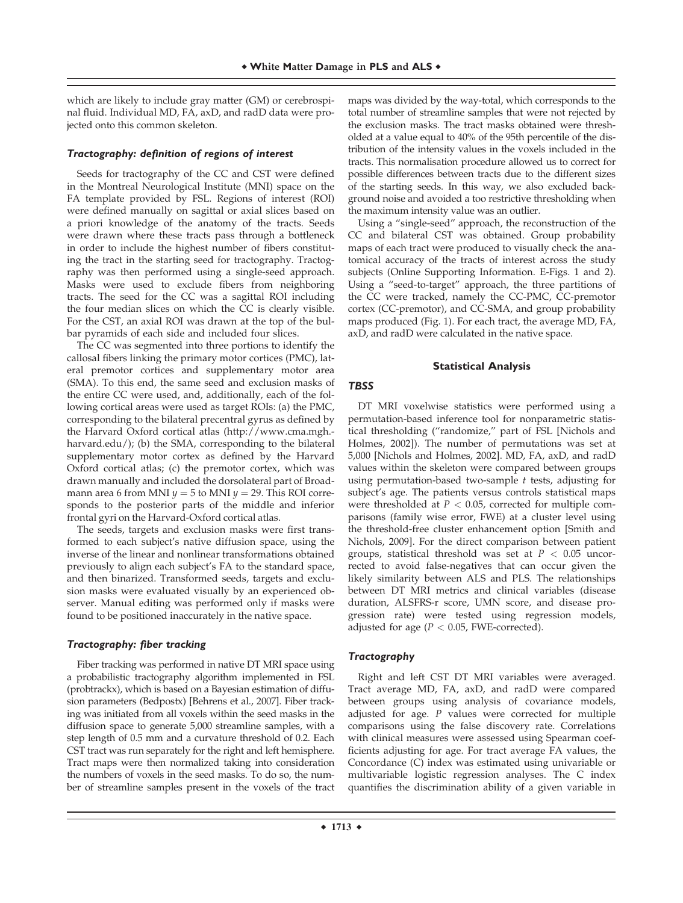which are likely to include gray matter (GM) or cerebrospinal fluid. Individual MD, FA, axD, and radD data were projected onto this common skeleton.

#### *Tractography: definition of regions of interest*

Seeds for tractography of the CC and CST were defined in the Montreal Neurological Institute (MNI) space on the FA template provided by FSL. Regions of interest (ROI) were defined manually on sagittal or axial slices based on a priori knowledge of the anatomy of the tracts. Seeds were drawn where these tracts pass through a bottleneck in order to include the highest number of fibers constituting the tract in the starting seed for tractography. Tractography was then performed using a single-seed approach. Masks were used to exclude fibers from neighboring tracts. The seed for the CC was a sagittal ROI including the four median slices on which the CC is clearly visible. For the CST, an axial ROI was drawn at the top of the bulbar pyramids of each side and included four slices.

The CC was segmented into three portions to identify the callosal fibers linking the primary motor cortices (PMC), lateral premotor cortices and supplementary motor area (SMA). To this end, the same seed and exclusion masks of the entire CC were used, and, additionally, each of the following cortical areas were used as target ROIs: (a) the PMC, corresponding to the bilateral precentral gyrus as defined by the Harvard Oxford cortical atlas (http://www.cma.mgh.harvard.edu/); (b) the SMA, corresponding to the bilateral supplementary motor cortex as defined by the Harvard Oxford cortical atlas; (c) the premotor cortex, which was drawn manually and included the dorsolateral part of Broadmann area 6 from MNI $y = 5$ to MNI $y = 29$. This ROI corresponds to the posterior parts of the middle and inferior frontal gyri on the Harvard-Oxford cortical atlas.

The seeds, targets and exclusion masks were first transformed to each subject's native diffusion space, using the inverse of the linear and nonlinear transformations obtained previously to align each subject's FA to the standard space, and then binarized. Transformed seeds, targets and exclusion masks were evaluated visually by an experienced observer. Manual editing was performed only if masks were found to be positioned inaccurately in the native space.

#### *Tractography: fiber tracking*

Fiber tracking was performed in native DT MRI space using a probabilistic tractography algorithm implemented in FSL (probtrackx), which is based on a Bayesian estimation of diffusion parameters (Bedpostx) [Behrens et al., 2007]. Fiber tracking was initiated from all voxels within the seed masks in the diffusion space to generate 5,000 streamline samples, with a step length of 0.5 mm and a curvature threshold of 0.2. Each CST tract was run separately for the right and left hemisphere. Tract maps were then normalized taking into consideration the numbers of voxels in the seed masks. To do so, the number of streamline samples present in the voxels of the tract maps was divided by the way-total, which corresponds to the total number of streamline samples that were not rejected by the exclusion masks. The tract masks obtained were thresholded at a value equal to 40% of the 95th percentile of the distribution of the intensity values in the voxels included in the tracts. This normalisation procedure allowed us to correct for possible differences between tracts due to the different sizes of the starting seeds. In this way, we also excluded background noise and avoided a too restrictive thresholding when the maximum intensity value was an outlier.

Using a "single-seed" approach, the reconstruction of the CC and bilateral CST was obtained. Group probability maps of each tract were produced to visually check the anatomical accuracy of the tracts of interest across the study subjects (Online Supporting Information. E-Figs. 1 and 2). Using a "seed-to-target" approach, the three partitions of the CC were tracked, namely the CC-PMC, CC-premotor cortex (CC-premotor), and CC-SMA, and group probability maps produced (Fig. 1). For each tract, the average MD, FA, axD, and radD were calculated in the native space.

### Statistical Analysis

#### *TBSS*

DT MRI voxelwise statistics were performed using a permutation-based inference tool for nonparametric statistical thresholding ("randomize," part of FSL [Nichols and Holmes, 2002]). The number of permutations was set at 5,000 [Nichols and Holmes, 2002]. MD, FA, axD, and radD values within the skeleton were compared between groups using permutation-based two-sample $t$ tests, adjusting for subject's age. The patients versus controls statistical maps were thresholded at $P < 0.05$, corrected for multiple comparisons (family wise error, FWE) at a cluster level using the threshold-free cluster enhancement option [Smith and Nichols, 2009]. For the direct comparison between patient groups, statistical threshold was set at $P < 0.05$ uncorrected to avoid false-negatives that can occur given the likely similarity between ALS and PLS. The relationships between DT MRI metrics and clinical variables (disease duration, ALSFRS-r score, UMN score, and disease progression rate) were tested using regression models, adjusted for age ($P < 0.05$, FWE-corrected).

#### *Tractography*

Right and left CST DT MRI variables were averaged. Tract average MD, FA, axD, and radD were compared between groups using analysis of covariance models, adjusted for age. $P$ values were corrected for multiple comparisons using the false discovery rate. Correlations with clinical measures were assessed using Spearman coefficients adjusting for age. For tract average FA values, the Concordance (C) index was estimated using univariable or multivariable logistic regression analyses. The C index quantifies the discrimination ability of a given variable in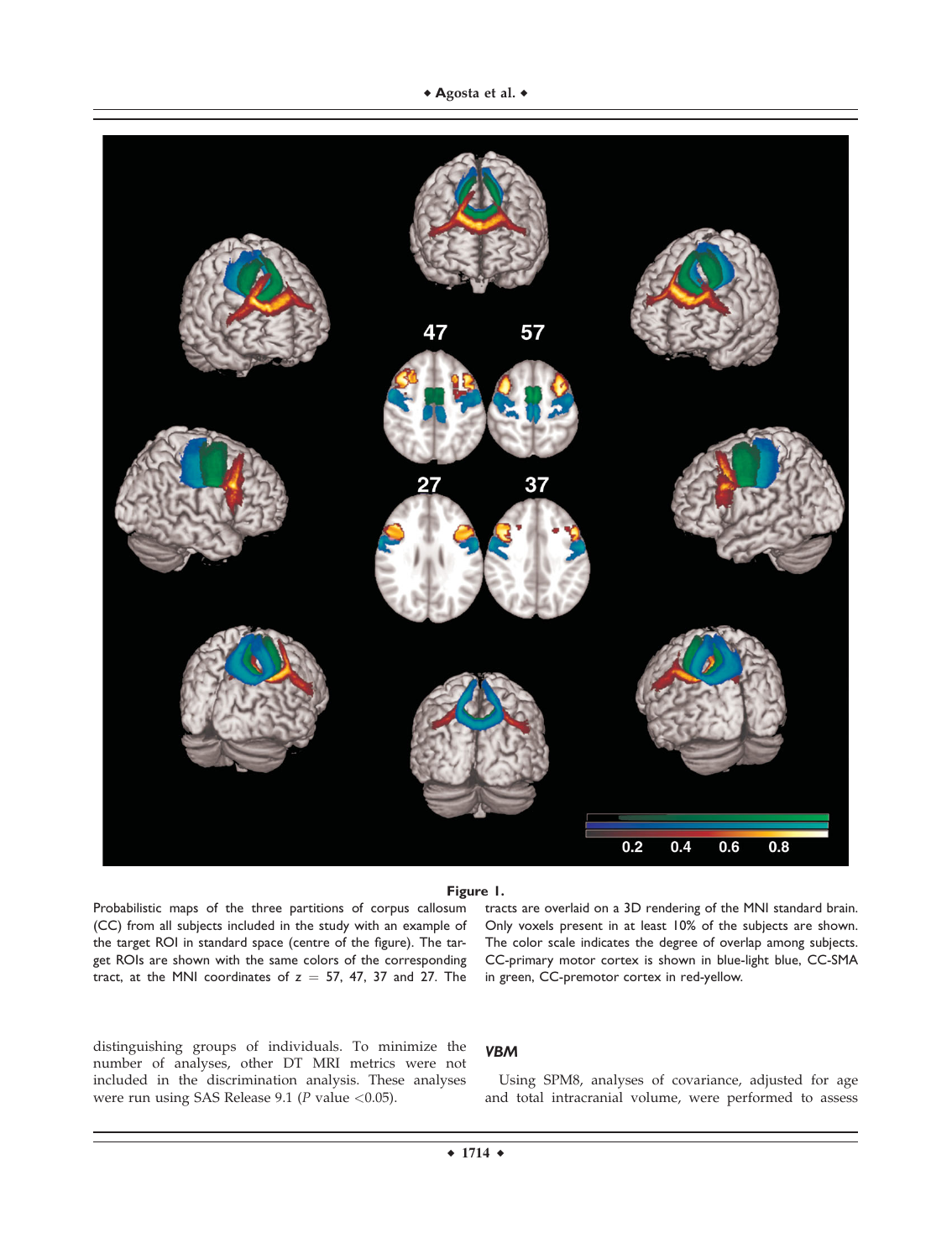**Figure 1.**

Probabilistic maps of the three partitions of corpus callosum (CC) from all subjects included in the study with an example of the target ROI in standard space (centre of the figure). The target ROIs are shown with the same colors of the corresponding tract, at the MNI coordinates of z = 57, 47, 37 and 27. The tracts are overlaid on a 3D rendering of the MNI standard brain. Only voxels present in at least 10% of the subjects are shown. The color scale indicates the degree of overlap among subjects. CC-primary motor cortex is shown in blue-light blue, CC-SMA in green, CC-premotor cortex in red-yellow.

distinguishing groups of individuals. To minimize the number of analyses, other DT MRI metrics were not included in the discrimination analysis. These analyses were run using SAS Release 9.1 ($P$ value $<0.05$).

### *VBM*

Using SPM8, analyses of covariance, adjusted for age and total intracranial volume, were performed to assess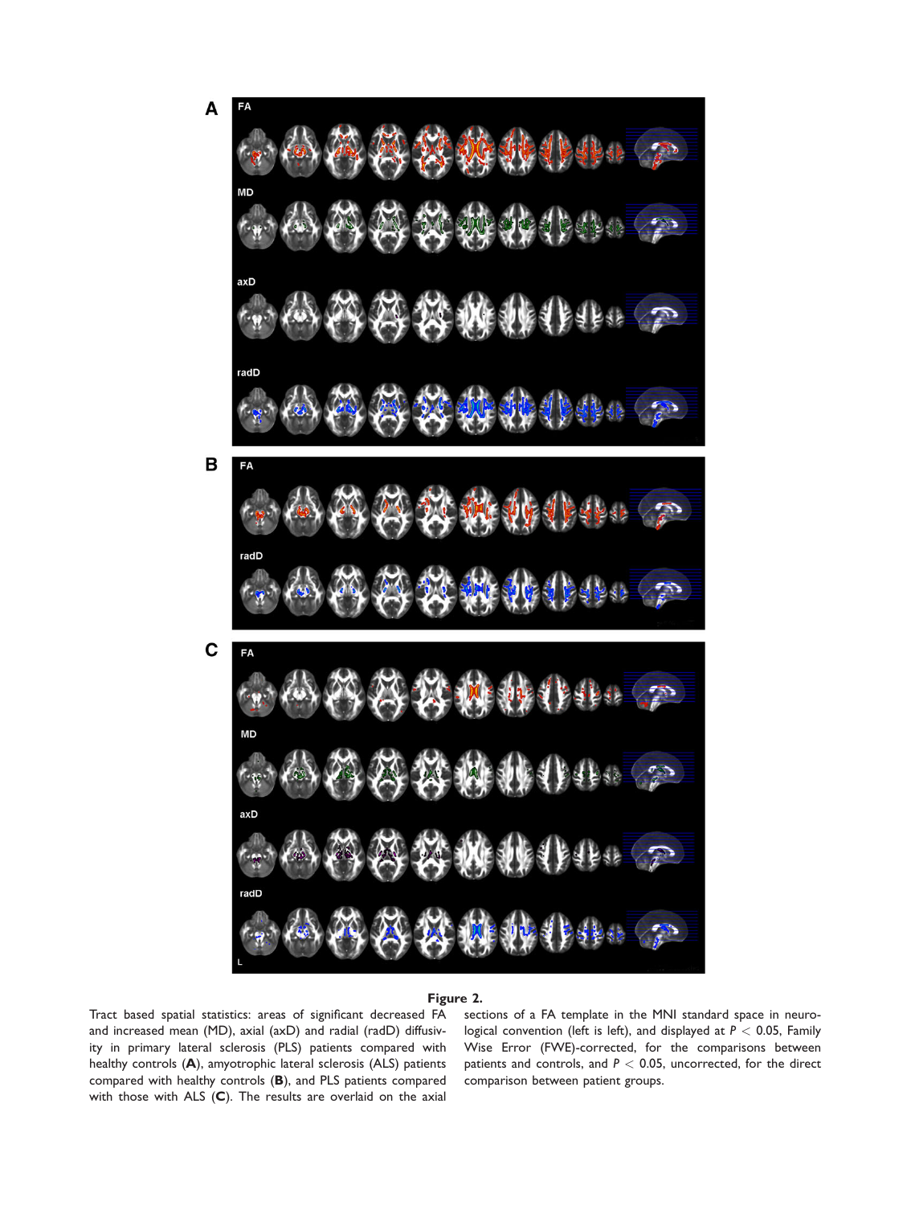**Figure 2.**

Tract based spatial statistics: areas of significant decreased FA and increased mean (MD), axial (axD) and radial (radD) diffusivity in primary lateral sclerosis (PLS) patients compared with healthy controls (**A**), amyotrophic lateral sclerosis (ALS) patients compared with healthy controls (**B**), and PLS patients compared with those with ALS (**C**). The results are overlaid on the axial sections of a FA template in the MNI standard space in neurological convention (left is left), and displayed at $P < 0.05$, Family Wise Error (FWE)-corrected, for the comparisons between patients and controls, and $P < 0.05$, uncorrected, for the direct comparison between patient groups.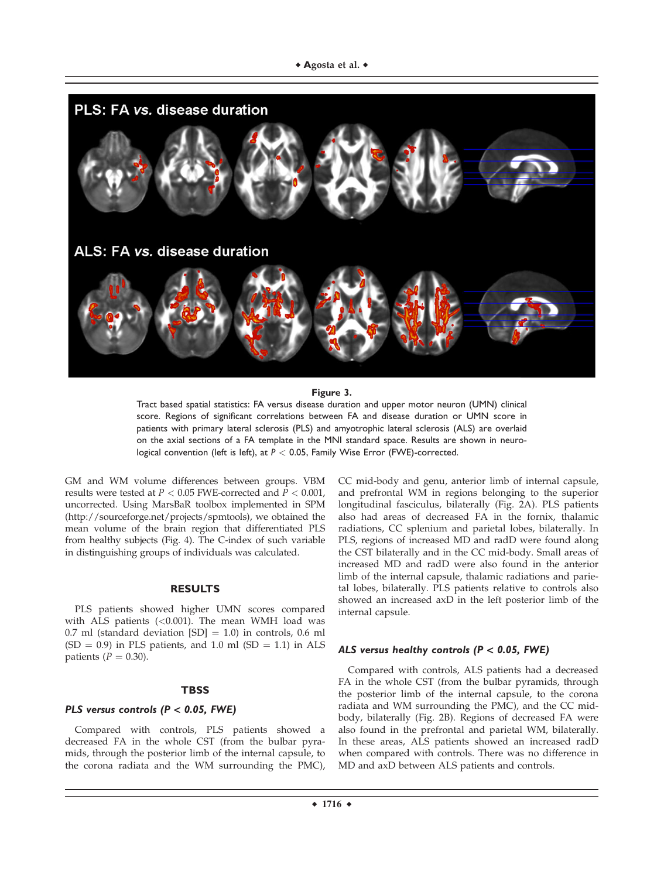**Figure 3.**

Tract based spatial statistics: FA versus disease duration and upper motor neuron (UMN) clinical score. Regions of significant correlations between FA and disease duration or UMN score in patients with primary lateral sclerosis (PLS) and amyotrophic lateral sclerosis (ALS) are overlaid on the axial sections of a FA template in the MNI standard space. Results are shown in neurological convention (left is left), at $P < 0.05$, Family Wise Error (FWE)-corrected.

GM and WM volume differences between groups. VBM results were tested at $P < 0.05$ FWE-corrected and $P < 0.001$, uncorrected. Using MarsBaR toolbox implemented in SPM (http://sourceforge.net/projects/spmtools), we obtained the mean volume of the brain region that differentiated PLS from healthy subjects (Fig. 4). The C-index of such variable in distinguishing groups of individuals was calculated.

## RESULTS

PLS patients showed higher UMN scores compared with ALS patients (<0.001). The mean WMH load was 0.7 ml (standard deviation [SD] = 1.0) in controls, 0.6 ml (SD = 0.9) in PLS patients, and 1.0 ml (SD = 1.1) in ALS patients ($P = 0.30$).

## TBSS

### *PLS versus controls (P < 0.05, FWE)*

Compared with controls, PLS patients showed a decreased FA in the whole CST (from the bulbar pyramids, through the posterior limb of the internal capsule, to the corona radiata and the WM surrounding the PMC), CC mid-body and genu, anterior limb of internal capsule, and prefrontal WM in regions belonging to the superior longitudinal fasciculus, bilaterally (Fig. 2A). PLS patients also had areas of decreased FA in the fornix, thalamic radiations, CC splenium and parietal lobes, bilaterally. In PLS, regions of increased MD and radD were found along the CST bilaterally and in the CC mid-body. Small areas of increased MD and radD were also found in the anterior limb of the internal capsule, thalamic radiations and parietal lobes, bilaterally. PLS patients relative to controls also showed an increased axD in the left posterior limb of the internal capsule.

### *ALS versus healthy controls (P < 0.05, FWE)*

Compared with controls, ALS patients had a decreased FA in the whole CST (from the bulbar pyramids, through the posterior limb of the internal capsule, to the corona radiata and WM surrounding the PMC), and the CC mid-body, bilaterally (Fig. 2B). Regions of decreased FA were also found in the prefrontal and parietal WM, bilaterally. In these areas, ALS patients showed an increased radD when compared with controls. There was no difference in MD and axD between ALS patients and controls.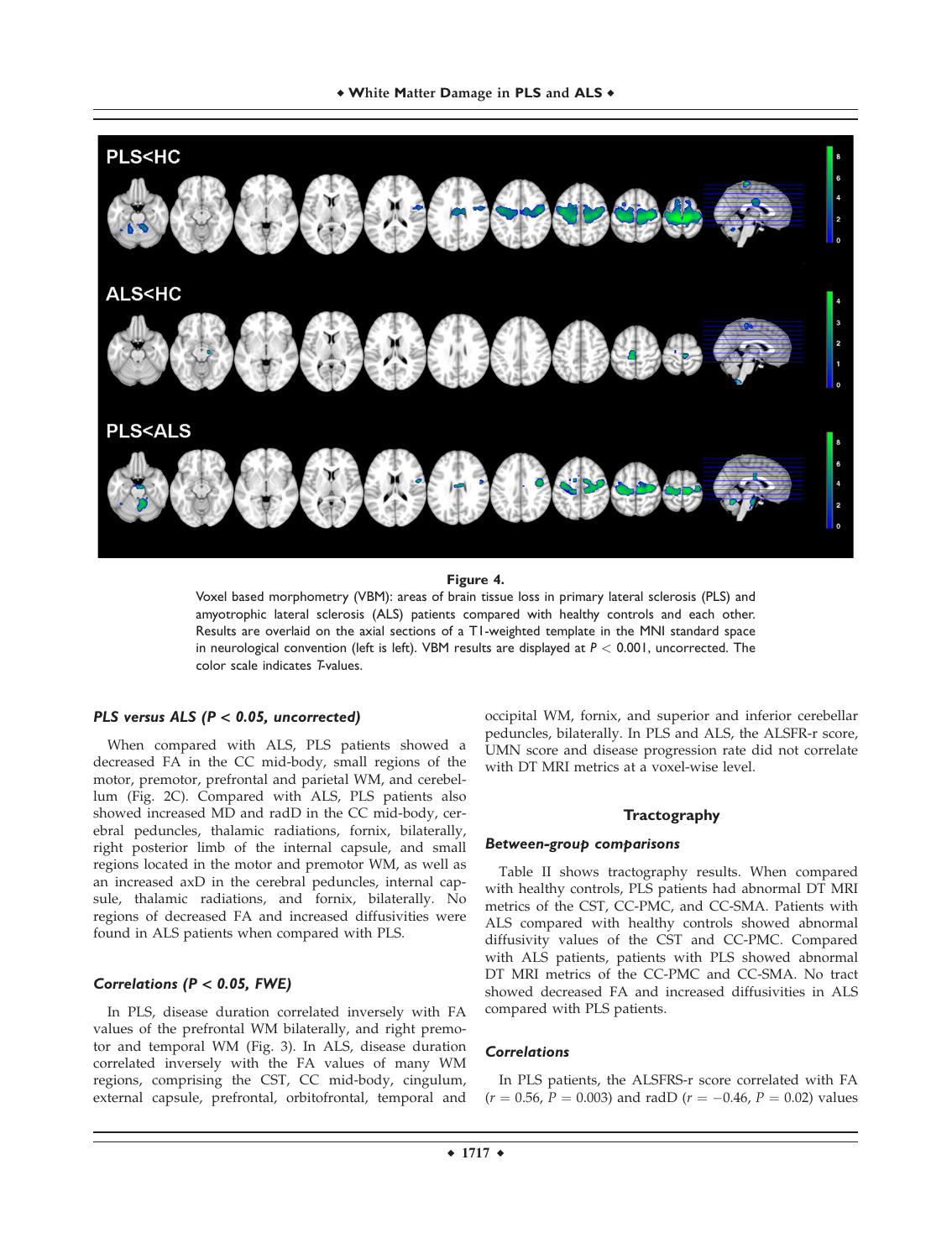**Figure 4.**

Voxel based morphometry (VBM): areas of brain tissue loss in primary lateral sclerosis (PLS) and amyotrophic lateral sclerosis (ALS) patients compared with healthy controls and each other. Results are overlaid on the axial sections of a T1-weighted template in the MNI standard space in neurological convention (left is left). VBM results are displayed at $P < 0.001$, uncorrected. The color scale indicates *T*-values.

### *PLS versus ALS (P < 0.05, uncorrected)*

When compared with ALS, PLS patients showed a decreased FA in the CC mid-body, small regions of the motor, premotor, prefrontal and parietal WM, and cerebellum (Fig. 2C). Compared with ALS, PLS patients also showed increased MD and radD in the CC mid-body, cerebral peduncles, thalamic radiations, fornix, bilaterally, right posterior limb of the internal capsule, and small regions located in the motor and premotor WM, as well as an increased axD in the cerebral peduncles, internal capsule, thalamic radiations, and fornix, bilaterally. No regions of decreased FA and increased diffusivities were found in ALS patients when compared with PLS.

### *Correlations (P < 0.05, FWE)*

In PLS, disease duration correlated inversely with FA values of the prefrontal WM bilaterally, and right premotor and temporal WM (Fig. 3). In ALS, disease duration correlated inversely with the FA values of many WM regions, comprising the CST, CC mid-body, cingulum, external capsule, prefrontal, orbitofrontal, temporal and occipital WM, fornix, and superior and inferior cerebellar peduncles, bilaterally. In PLS and ALS, the ALSFR-r score, UMN score and disease progression rate did not correlate with DT MRI metrics at a voxel-wise level.

## Tractography

### *Between-group comparisons*

Table II shows tractography results. When compared with healthy controls, PLS patients had abnormal DT MRI metrics of the CST, CC-PMC, and CC-SMA. Patients with ALS compared with healthy controls showed abnormal diffusivity values of the CST and CC-PMC. Compared with ALS patients, patients with PLS showed abnormal DT MRI metrics of the CC-PMC and CC-SMA. No tract showed decreased FA and increased diffusivities in ALS compared with PLS patients.

### *Correlations*

In PLS patients, the ALSFRS-r score correlated with FA ($r = 0.56$, $P = 0.003$) and radD ($r = -0.46$, $P = 0.02$) values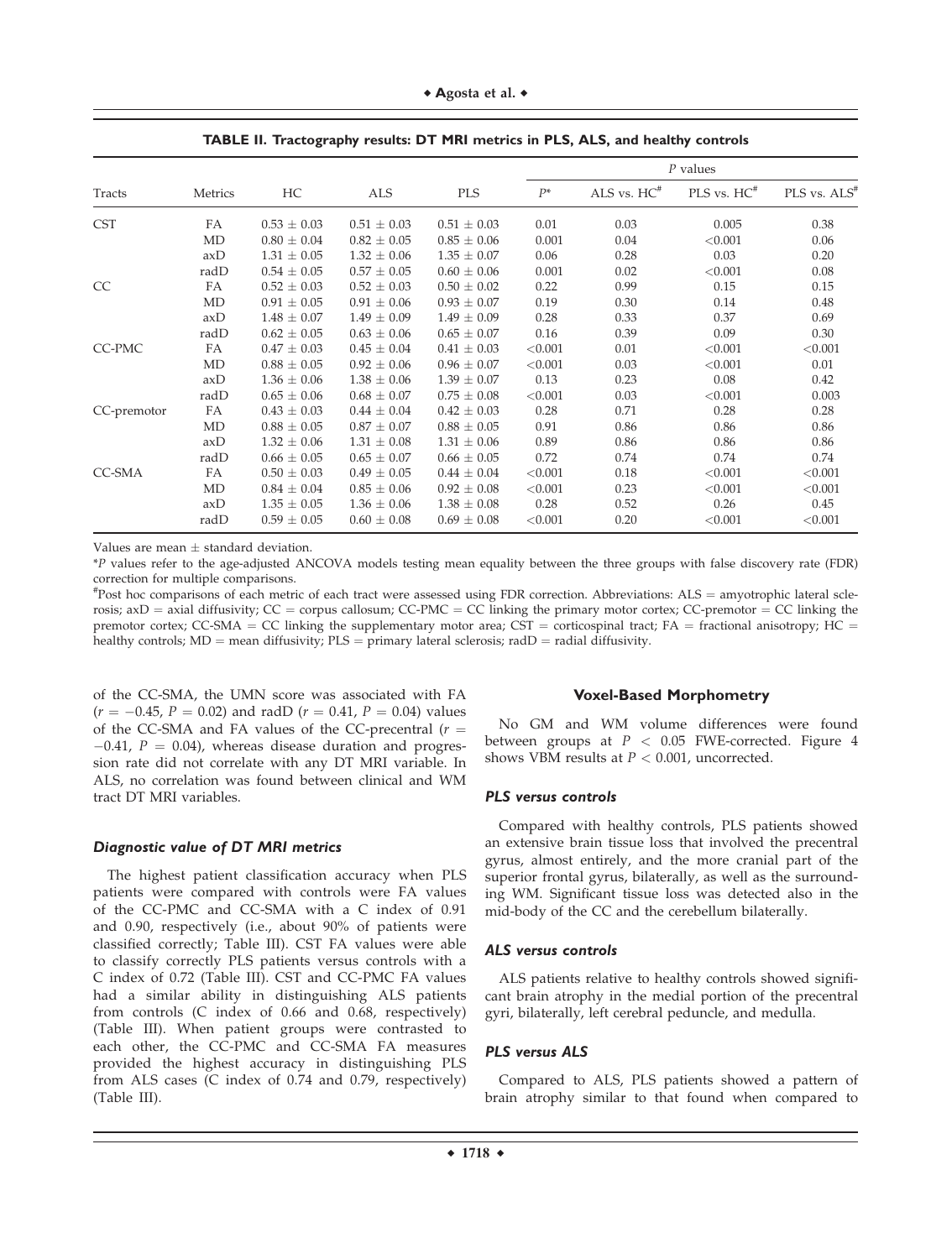**TABLE II. Tractography results: DT MRI metrics in PLS, ALS, and healthy controls**

| Tracts | Metrics | HC | ALS | PLS | *P* values | | | |
|---|---|---|---|---|---|---|---|---|
| | | | | | $P$* | ALS vs. HC[#] | PLS vs. HC[#] | PLS vs. ALS[#] |
| CST | FA | 0.53 ± 0.03 | 0.51 ± 0.03 | 0.51 ± 0.03 | 0.01 | 0.03 | 0.005 | 0.38 |
| | MD | 0.80 ± 0.04 | 0.82 ± 0.05 | 0.85 ± 0.06 | 0.001 | 0.04 | <0.001 | 0.06 |
| | axD | 1.31 ± 0.05 | 1.32 ± 0.06 | 1.35 ± 0.07 | 0.06 | 0.28 | 0.03 | 0.20 |
| | radD | 0.54 ± 0.05 | 0.57 ± 0.05 | 0.60 ± 0.06 | 0.001 | 0.02 | <0.001 | 0.08 |
| CC | FA | 0.52 ± 0.03 | 0.52 ± 0.03 | 0.50 ± 0.02 | 0.22 | 0.99 | 0.15 | 0.15 |
| | MD | 0.91 ± 0.05 | 0.91 ± 0.06 | 0.93 ± 0.07 | 0.19 | 0.30 | 0.14 | 0.48 |
| | axD | 1.48 ± 0.07 | 1.49 ± 0.09 | 1.49 ± 0.09 | 0.28 | 0.33 | 0.37 | 0.69 |
| | radD | 0.62 ± 0.05 | 0.63 ± 0.06 | 0.65 ± 0.07 | 0.16 | 0.39 | 0.09 | 0.30 |
| CC-PMC | FA | 0.47 ± 0.03 | 0.45 ± 0.04 | 0.41 ± 0.03 | <0.001 | 0.01 | <0.001 | <0.001 |
| | MD | 0.88 ± 0.05 | 0.92 ± 0.06 | 0.96 ± 0.07 | <0.001 | 0.03 | <0.001 | 0.01 |
| | axD | 1.36 ± 0.06 | 1.38 ± 0.06 | 1.39 ± 0.07 | 0.13 | 0.23 | 0.08 | 0.42 |
| | radD | 0.65 ± 0.06 | 0.68 ± 0.07 | 0.75 ± 0.08 | <0.001 | 0.03 | <0.001 | 0.003 |
| CC-premotor | FA | 0.43 ± 0.03 | 0.44 ± 0.04 | 0.42 ± 0.03 | 0.28 | 0.71 | 0.28 | 0.28 |
| | MD | 0.88 ± 0.05 | 0.87 ± 0.07 | 0.88 ± 0.05 | 0.91 | 0.86 | 0.86 | 0.86 |
| | axD | 1.32 ± 0.06 | 1.31 ± 0.08 | 1.31 ± 0.06 | 0.89 | 0.86 | 0.86 | 0.86 |
| | radD | 0.66 ± 0.05 | 0.65 ± 0.07 | 0.66 ± 0.05 | 0.72 | 0.74 | 0.74 | 0.74 |
| CC-SMA | FA | 0.50 ± 0.03 | 0.49 ± 0.05 | 0.44 ± 0.04 | <0.001 | 0.18 | <0.001 | <0.001 |
| | MD | 0.84 ± 0.04 | 0.85 ± 0.06 | 0.92 ± 0.08 | <0.001 | 0.23 | <0.001 | <0.001 |
| | axD | 1.35 ± 0.05 | 1.36 ± 0.06 | 1.38 ± 0.08 | 0.28 | 0.52 | 0.26 | 0.45 |
| | radD | 0.59 ± 0.05 | 0.60 ± 0.08 | 0.69 ± 0.08 | <0.001 | 0.20 | <0.001 | <0.001 |

Values are mean ± standard deviation.

*$P$ values refer to the age-adjusted ANCOVA models testing mean equality between the three groups with false discovery rate (FDR) correction for multiple comparisons.

[#]Post hoc comparisons of each metric of each tract were assessed using FDR correction. Abbreviations: ALS = amyotrophic lateral sclerosis; axD = axial diffusivity; CC = corpus callosum; CC-PMC = CC linking the primary motor cortex; CC-premotor = CC linking the premotor cortex; CC-SMA = CC linking the supplementary motor area; CST = corticospinal tract; FA = fractional anisotropy; HC = healthy controls; MD = mean diffusivity; PLS = primary lateral sclerosis; radD = radial diffusivity.

of the CC-SMA, the UMN score was associated with FA ($r = -0.45$, $P = 0.02$) and radD ($r = 0.41$, $P = 0.04$) values of the CC-SMA and FA values of the CC-precentral ($r = -0.41$, $P = 0.04$), whereas disease duration and progression rate did not correlate with any DT MRI variable. In ALS, no correlation was found between clinical and WM tract DT MRI variables.

#### *Diagnostic value of DT MRI metrics*

The highest patient classification accuracy when PLS patients were compared with controls were FA values of the CC-PMC and CC-SMA with a C index of 0.91 and 0.90, respectively (i.e., about 90% of patients were classified correctly; Table III). CST FA values were able to classify correctly PLS patients versus controls with a C index of 0.72 (Table III). CST and CC-PMC FA values had a similar ability in distinguishing ALS patients from controls (C index of 0.66 and 0.68, respectively) (Table III). When patient groups were contrasted to each other, the CC-PMC and CC-SMA FA measures provided the highest accuracy in distinguishing PLS from ALS cases (C index of 0.74 and 0.79, respectively) (Table III).

### Voxel-Based Morphometry

No GM and WM volume differences were found between groups at $P < 0.05$ FWE-corrected. Figure 4 shows VBM results at $P < 0.001$, uncorrected.

#### *PLS versus controls*

Compared with healthy controls, PLS patients showed an extensive brain tissue loss that involved the precentral gyrus, almost entirely, and the more cranial part of the superior frontal gyrus, bilaterally, as well as the surrounding WM. Significant tissue loss was detected also in the mid-body of the CC and the cerebellum bilaterally.

#### *ALS versus controls*

ALS patients relative to healthy controls showed significant brain atrophy in the medial portion of the precentral gyri, bilaterally, left cerebral peduncle, and medulla.

#### *PLS versus ALS*

Compared to ALS, PLS patients showed a pattern of brain atrophy similar to that found when compared to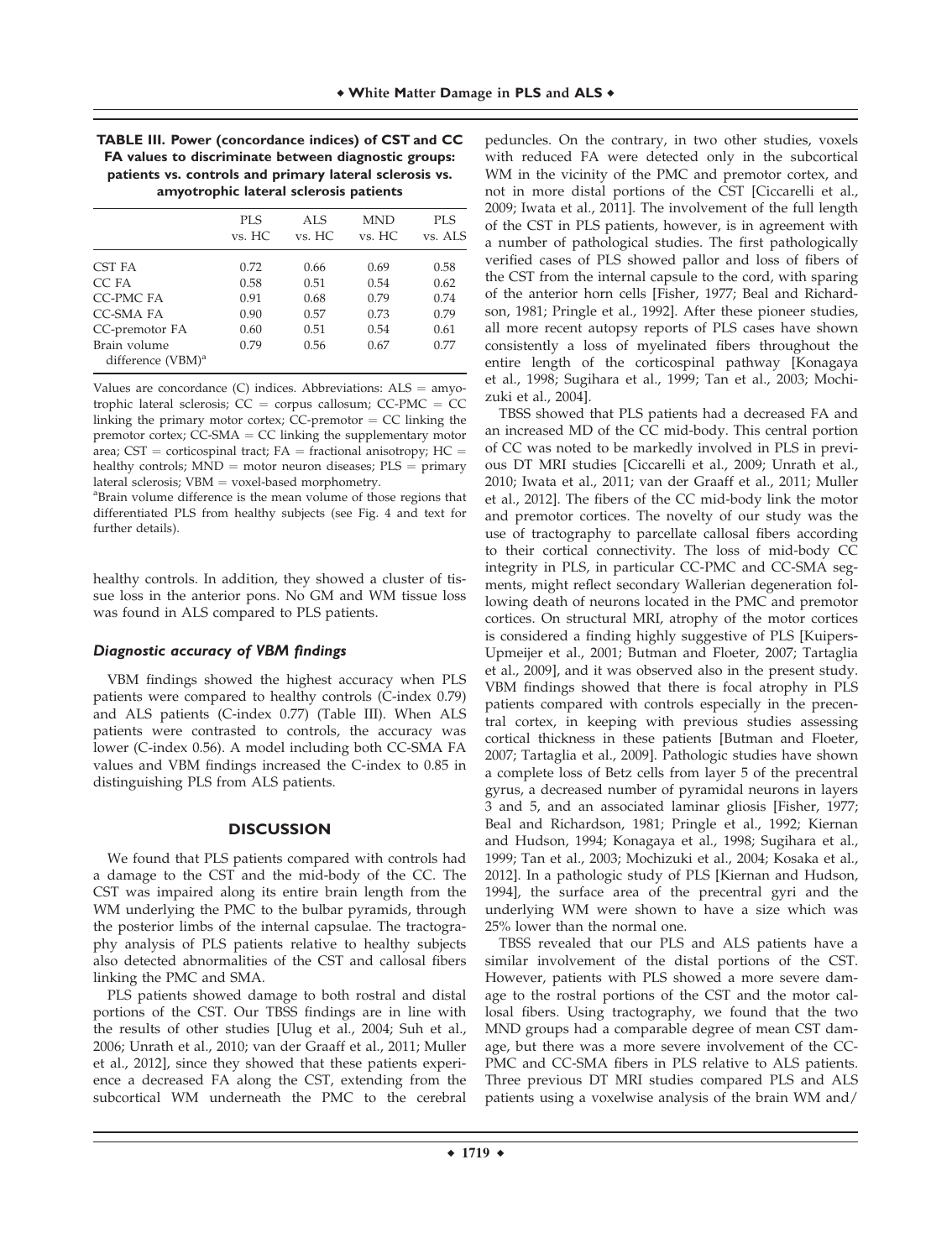**TABLE III. Power (concordance indices) of CST and CC FA values to discriminate between diagnostic groups: patients vs. controls and primary lateral sclerosis vs. amyotrophic lateral sclerosis patients**

| | PLS vs. HC | ALS vs. HC | MND vs. HC | PLS vs. ALS |
|---|---|---|---|---|
| CST FA | 0.72 | 0.66 | 0.69 | 0.58 |
| CC FA | 0.58 | 0.51 | 0.54 | 0.62 |
| CC-PMC FA | 0.91 | 0.68 | 0.79 | 0.74 |
| CC-SMA FA | 0.90 | 0.57 | 0.73 | 0.79 |
| CC-premotor FA | 0.60 | 0.51 | 0.54 | 0.61 |
| Brain volume difference (VBM)[a] | 0.79 | 0.56 | 0.67 | 0.77 |

Values are concordance (C) indices. Abbreviations: ALS = amyotrophic lateral sclerosis; CC = corpus callosum; CC-PMC = CC linking the primary motor cortex; CC-premotor = CC linking the premotor cortex; CC-SMA = CC linking the supplementary motor area; CST = corticospinal tract; FA = fractional anisotropy; HC = healthy controls; MND = motor neuron diseases; PLS = primary lateral sclerosis; VBM = voxel-based morphometry.

[a]Brain volume difference is the mean volume of those regions that differentiated PLS from healthy subjects (see Fig. 4 and text for further details).

healthy controls. In addition, they showed a cluster of tissue loss in the anterior pons. No GM and WM tissue loss was found in ALS compared to PLS patients.

### *Diagnostic accuracy of VBM findings*

VBM findings showed the highest accuracy when PLS patients were compared to healthy controls (C-index 0.79) and ALS patients (C-index 0.77) (Table III). When ALS patients were contrasted to controls, the accuracy was lower (C-index 0.56). A model including both CC-SMA FA values and VBM findings increased the C-index to 0.85 in distinguishing PLS from ALS patients.

## DISCUSSION

We found that PLS patients compared with controls had a damage to the CST and the mid-body of the CC. The CST was impaired along its entire brain length from the WM underlying the PMC to the bulbar pyramids, through the posterior limbs of the internal capsulae. The tractography analysis of PLS patients relative to healthy subjects also detected abnormalities of the CST and callosal fibers linking the PMC and SMA.

PLS patients showed damage to both rostral and distal portions of the CST. Our TBSS findings are in line with the results of other studies [Ulug et al., 2004; Suh et al., 2006; Unrath et al., 2010; van der Graaff et al., 2011; Muller et al., 2012], since they showed that these patients experience a decreased FA along the CST, extending from the subcortical WM underneath the PMC to the cerebral peduncles. On the contrary, in two other studies, voxels with reduced FA were detected only in the subcortical WM in the vicinity of the PMC and premotor cortex, and not in more distal portions of the CST [Ciccarelli et al., 2009; Iwata et al., 2011]. The involvement of the full length of the CST in PLS patients, however, is in agreement with a number of pathological studies. The first pathologically verified cases of PLS showed pallor and loss of fibers of the CST from the internal capsule to the cord, with sparing of the anterior horn cells [Fisher, 1977; Beal and Richardson, 1981; Pringle et al., 1992]. After these pioneer studies, all more recent autopsy reports of PLS cases have shown consistently a loss of myelinated fibers throughout the entire length of the corticospinal pathway [Konagaya et al., 1998; Sugihara et al., 1999; Tan et al., 2003; Mochizuki et al., 2004].

TBSS showed that PLS patients had a decreased FA and an increased MD of the CC mid-body. This central portion of CC was noted to be markedly involved in PLS in previous DT MRI studies [Ciccarelli et al., 2009; Unrath et al., 2010; Iwata et al., 2011; van der Graaff et al., 2011; Muller et al., 2012]. The fibers of the CC mid-body link the motor and premotor cortices. The novelty of our study was the use of tractography to parcellate callosal fibers according to their cortical connectivity. The loss of mid-body CC integrity in PLS, in particular CC-PMC and CC-SMA segments, might reflect secondary Wallerian degeneration following death of neurons located in the PMC and premotor cortices. On structural MRI, atrophy of the motor cortices is considered a finding highly suggestive of PLS [Kuipers-Upmeijer et al., 2001; Butman and Floeter, 2007; Tartaglia et al., 2009], and it was observed also in the present study. VBM findings showed that there is focal atrophy in PLS patients compared with controls especially in the precentral cortex, in keeping with previous studies assessing cortical thickness in these patients [Butman and Floeter, 2007; Tartaglia et al., 2009]. Pathologic studies have shown a complete loss of Betz cells from layer 5 of the precentral gyrus, a decreased number of pyramidal neurons in layers 3 and 5, and an associated laminar gliosis [Fisher, 1977; Beal and Richardson, 1981; Pringle et al., 1992; Kiernan and Hudson, 1994; Konagaya et al., 1998; Sugihara et al., 1999; Tan et al., 2003; Mochizuki et al., 2004; Kosaka et al., 2012]. In a pathologic study of PLS [Kiernan and Hudson, 1994], the surface area of the precentral gyri and the underlying WM were shown to have a size which was 25% lower than the normal one.

TBSS revealed that our PLS and ALS patients have a similar involvement of the distal portions of the CST. However, patients with PLS showed a more severe damage to the rostral portions of the CST and the motor callosal fibers. Using tractography, we found that the two MND groups had a comparable degree of mean CST damage, but there was a more severe involvement of the CC-PMC and CC-SMA fibers in PLS relative to ALS patients. Three previous DT MRI studies compared PLS and ALS patients using a voxelwise analysis of the brain WM and/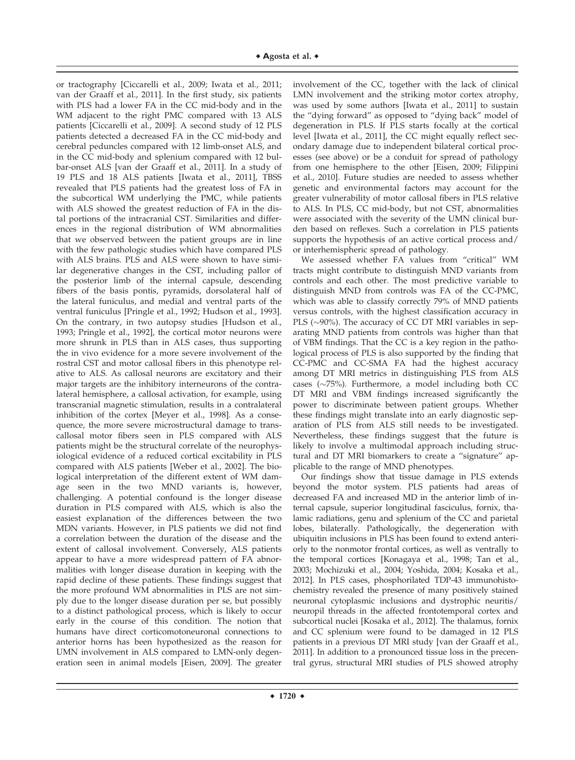or tractography [Ciccarelli et al., 2009; Iwata et al., 2011; van der Graaff et al., 2011]. In the first study, six patients with PLS had a lower FA in the CC mid-body and in the WM adjacent to the right PMC compared with 13 ALS patients [Ciccarelli et al., 2009]. A second study of 12 PLS patients detected a decreased FA in the CC mid-body and cerebral peduncles compared with 12 limb-onset ALS, and in the CC mid-body and splenium compared with 12 bulbar-onset ALS [van der Graaff et al., 2011]. In a study of 19 PLS and 18 ALS patients [Iwata et al., 2011], TBSS revealed that PLS patients had the greatest loss of FA in the subcortical WM underlying the PMC, while patients with ALS showed the greatest reduction of FA in the distal portions of the intracranial CST. Similarities and differences in the regional distribution of WM abnormalities that we observed between the patient groups are in line with the few pathologic studies which have compared PLS with ALS brains. PLS and ALS were shown to have similar degenerative changes in the CST, including pallor of the posterior limb of the internal capsule, descending fibers of the basis pontis, pyramids, dorsolateral half of the lateral funiculus, and medial and ventral parts of the ventral funiculus [Pringle et al., 1992; Hudson et al., 1993]. On the contrary, in two autopsy studies [Hudson et al., 1993; Pringle et al., 1992], the cortical motor neurons were more shrunk in PLS than in ALS cases, thus supporting the in vivo evidence for a more severe involvement of the rostral CST and motor callosal fibers in this phenotype relative to ALS. As callosal neurons are excitatory and their major targets are the inhibitory interneurons of the contralateral hemisphere, a callosal activation, for example, using transcranial magnetic stimulation, results in a contralateral inhibition of the cortex [Meyer et al., 1998]. As a consequence, the more severe microstructural damage to transcallosal motor fibers seen in PLS compared with ALS patients might be the structural correlate of the neurophysiological evidence of a reduced cortical excitability in PLS compared with ALS patients [Weber et al., 2002]. The biological interpretation of the different extent of WM damage seen in the two MND variants is, however, challenging. A potential confound is the longer disease duration in PLS compared with ALS, which is also the easiest explanation of the differences between the two MDN variants. However, in PLS patients we did not find a correlation between the duration of the disease and the extent of callosal involvement. Conversely, ALS patients appear to have a more widespread pattern of FA abnormalities with longer disease duration in keeping with the rapid decline of these patients. These findings suggest that the more profound WM abnormalities in PLS are not simply due to the longer disease duration per se, but possibly to a distinct pathological process, which is likely to occur early in the course of this condition. The notion that humans have direct corticomotoneuronal connections to anterior horns has been hypothesized as the reason for UMN involvement in ALS compared to LMN-only degeneration seen in animal models [Eisen, 2009]. The greater involvement of the CC, together with the lack of clinical LMN involvement and the striking motor cortex atrophy, was used by some authors [Iwata et al., 2011] to sustain the "dying forward" as opposed to "dying back" model of degeneration in PLS. If PLS starts focally at the cortical level [Iwata et al., 2011], the CC might equally reflect secondary damage due to independent bilateral cortical processes (see above) or be a conduit for spread of pathology from one hemisphere to the other [Eisen, 2009; Filippini et al., 2010]. Future studies are needed to assess whether genetic and environmental factors may account for the greater vulnerability of motor callosal fibers in PLS relative to ALS. In PLS, CC mid-body, but not CST, abnormalities were associated with the severity of the UMN clinical burden based on reflexes. Such a correlation in PLS patients supports the hypothesis of an active cortical process and/or interhemispheric spread of pathology.

We assessed whether FA values from "critical" WM tracts might contribute to distinguish MND variants from controls and each other. The most predictive variable to distinguish MND from controls was FA of the CC-PMC, which was able to classify correctly 79% of MND patients versus controls, with the highest classification accuracy in PLS (~90%). The accuracy of CC DT MRI variables in separating MND patients from controls was higher than that of VBM findings. That the CC is a key region in the pathological process of PLS is also supported by the finding that CC-PMC and CC-SMA FA had the highest accuracy among DT MRI metrics in distinguishing PLS from ALS cases (~75%). Furthermore, a model including both CC DT MRI and VBM findings increased significantly the power to discriminate between patient groups. Whether these findings might translate into an early diagnostic separation of PLS from ALS still needs to be investigated. Nevertheless, these findings suggest that the future is likely to involve a multimodal approach including structural and DT MRI biomarkers to create a "signature" applicable to the range of MND phenotypes.

Our findings show that tissue damage in PLS extends beyond the motor system. PLS patients had areas of decreased FA and increased MD in the anterior limb of internal capsule, superior longitudinal fasciculus, fornix, thalamic radiations, genu and splenium of the CC and parietal lobes, bilaterally. Pathologically, the degeneration with ubiquitin inclusions in PLS has been found to extend anteriorly to the nonmotor frontal cortices, as well as ventrally to the temporal cortices [Konagaya et al., 1998; Tan et al., 2003; Mochizuki et al., 2004; Yoshida, 2004; Kosaka et al., 2012]. In PLS cases, phosphorilated TDP-43 immunohistochemistry revealed the presence of many positively stained neuronal cytoplasmic inclusions and dystrophic neuritis/neuropil threads in the affected frontotemporal cortex and subcortical nuclei [Kosaka et al., 2012]. The thalamus, fornix and CC splenium were found to be damaged in 12 PLS patients in a previous DT MRI study [van der Graaff et al., 2011]. In addition to a pronounced tissue loss in the precentral gyrus, structural MRI studies of PLS showed atrophy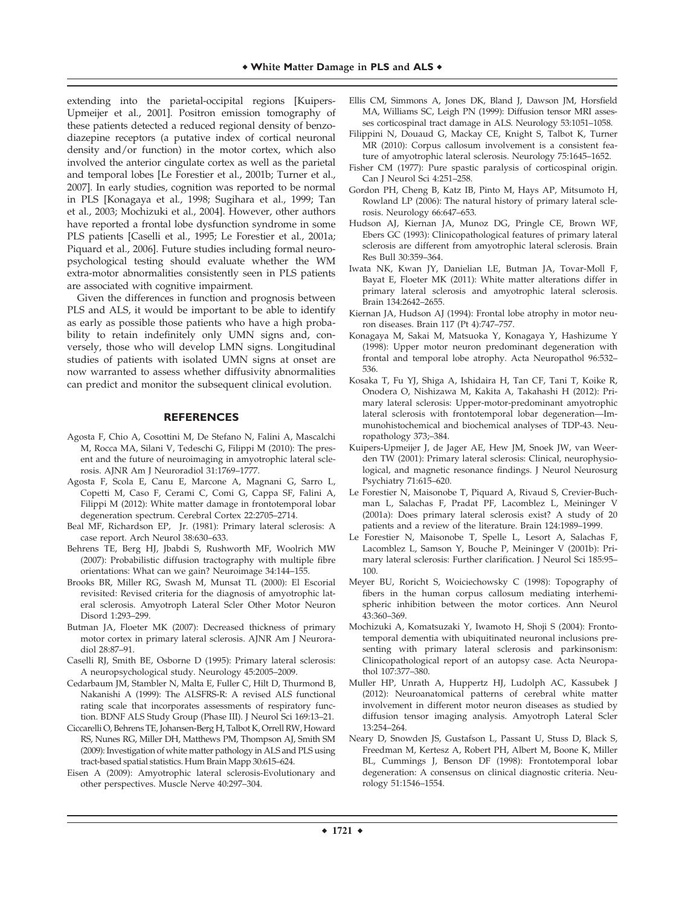extending into the parietal-occipital regions [Kuipers-Upmeijer et al., 2001]. Positron emission tomography of these patients detected a reduced regional density of benzodiazepine receptors (a putative index of cortical neuronal density and/or function) in the motor cortex, which also involved the anterior cingulate cortex as well as the parietal and temporal lobes [Le Forestier et al., 2001b; Turner et al., 2007]. In early studies, cognition was reported to be normal in PLS [Konagaya et al., 1998; Sugihara et al., 1999; Tan et al., 2003; Mochizuki et al., 2004]. However, other authors have reported a frontal lobe dysfunction syndrome in some PLS patients [Caselli et al., 1995; Le Forestier et al., 2001a; Piquard et al., 2006]. Future studies including formal neuropsychological testing should evaluate whether the WM extra-motor abnormalities consistently seen in PLS patients are associated with cognitive impairment.

Given the differences in function and prognosis between PLS and ALS, it would be important to be able to identify as early as possible those patients who have a high probability to retain indefinitely only UMN signs and, conversely, those who will develop LMN signs. Longitudinal studies of patients with isolated UMN signs at onset are now warranted to assess whether diffusivity abnormalities can predict and monitor the subsequent clinical evolution.

## REFERENCES

Agosta F, Chio A, Cosottini M, De Stefano N, Falini A, Mascalchi M, Rocca MA, Silani V, Tedeschi G, Filippi M (2010): The present and the future of neuroimaging in amyotrophic lateral sclerosis. AJNR Am J Neuroradiol 31:1769–1777.

Agosta F, Scola E, Canu E, Marcone A, Magnani G, Sarro L, Copetti M, Caso F, Cerami C, Comi G, Cappa SF, Falini A, Filippi M (2012): White matter damage in frontotemporal lobar degeneration spectrum. Cerebral Cortex 22:2705–2714.

Beal MF, Richardson EP, Jr. (1981): Primary lateral sclerosis: A case report. Arch Neurol 38:630–633.

Behrens TE, Berg HJ, Jbabdi S, Rushworth MF, Woolrich MW (2007): Probabilistic diffusion tractography with multiple fibre orientations: What can we gain? Neuroimage 34:144–155.

Brooks BR, Miller RG, Swash M, Munsat TL (2000): El Escorial revisited: Revised criteria for the diagnosis of amyotrophic lateral sclerosis. Amyotroph Lateral Scler Other Motor Neuron Disord 1:293–299.

Butman JA, Floeter MK (2007): Decreased thickness of primary motor cortex in primary lateral sclerosis. AJNR Am J Neuroradiol 28:87–91.

Caselli RJ, Smith BE, Osborne D (1995): Primary lateral sclerosis: A neuropsychological study. Neurology 45:2005–2009.

Cedarbaum JM, Stambler N, Malta E, Fuller C, Hilt D, Thurmond B, Nakanishi A (1999): The ALSFRS-R: A revised ALS functional rating scale that incorporates assessments of respiratory function. BDNF ALS Study Group (Phase III). J Neurol Sci 169:13–21.

Ciccarelli O, Behrens TE, Johansen-Berg H, Talbot K, Orrell RW, Howard RS, Nunes RG, Miller DH, Matthews PM, Thompson AJ, Smith SM (2009): Investigation of white matter pathology in ALS and PLS using tract-based spatial statistics. Hum Brain Mapp 30:615–624.

Eisen A (2009): Amyotrophic lateral sclerosis-Evolutionary and other perspectives. Muscle Nerve 40:297–304.

Ellis CM, Simmons A, Jones DK, Bland J, Dawson JM, Horsfield MA, Williams SC, Leigh PN (1999): Diffusion tensor MRI assesses corticospinal tract damage in ALS. Neurology 53:1051–1058.

Filippini N, Douaud G, Mackay CE, Knight S, Talbot K, Turner MR (2010): Corpus callosum involvement is a consistent feature of amyotrophic lateral sclerosis. Neurology 75:1645–1652.

Fisher CM (1977): Pure spastic paralysis of corticospinal origin. Can J Neurol Sci 4:251–258.

Gordon PH, Cheng B, Katz IB, Pinto M, Hays AP, Mitsumoto H, Rowland LP (2006): The natural history of primary lateral sclerosis. Neurology 66:647–653.

Hudson AJ, Kiernan JA, Munoz DG, Pringle CE, Brown WF, Ebers GC (1993): Clinicopathological features of primary lateral sclerosis are different from amyotrophic lateral sclerosis. Brain Res Bull 30:359–364.

Iwata NK, Kwan JY, Danielian LE, Butman JA, Tovar-Moll F, Bayat E, Floeter MK (2011): White matter alterations differ in primary lateral sclerosis and amyotrophic lateral sclerosis. Brain 134:2642–2655.

Kiernan JA, Hudson AJ (1994): Frontal lobe atrophy in motor neuron diseases. Brain 117 (Pt 4):747–757.

Konagaya M, Sakai M, Matsuoka Y, Konagaya Y, Hashizume Y (1998): Upper motor neuron predominant degeneration with frontal and temporal lobe atrophy. Acta Neuropathol 96:532–536.

Kosaka T, Fu YJ, Shiga A, Ishidaira H, Tan CF, Tani T, Koike R, Onodera O, Nishizawa M, Kakita A, Takahashi H (2012): Primary lateral sclerosis: Upper-motor-predominant amyotrophic lateral sclerosis with frontotemporal lobar degeneration—Immunohistochemical and biochemical analyses of TDP-43. Neuropathology 373;–384.

Kuipers-Upmeijer J, de Jager AE, Hew JM, Snoek JW, van Weerden TW (2001): Primary lateral sclerosis: Clinical, neurophysiological, and magnetic resonance findings. J Neurol Neurosurg Psychiatry 71:615–620.

Le Forestier N, Maisonobe T, Piquard A, Rivaud S, Crevier-Buchman L, Salachas F, Pradat PF, Lacomblez L, Meininger V (2001a): Does primary lateral sclerosis exist? A study of 20 patients and a review of the literature. Brain 124:1989–1999.

Le Forestier N, Maisonobe T, Spelle L, Lesort A, Salachas F, Lacomblez L, Samson Y, Bouche P, Meininger V (2001b): Primary lateral sclerosis: Further clarification. J Neurol Sci 185:95–100.

Meyer BU, Roricht S, Woiciechowsky C (1998): Topography of fibers in the human corpus callosum mediating interhemispheric inhibition between the motor cortices. Ann Neurol 43:360–369.

Mochizuki A, Komatsuzaki Y, Iwamoto H, Shoji S (2004): Frontotemporal dementia with ubiquitinated neuronal inclusions presenting with primary lateral sclerosis and parkinsonism: Clinicopathological report of an autopsy case. Acta Neuropathol 107:377–380.

Muller HP, Unrath A, Huppertz HJ, Ludolph AC, Kassubek J (2012): Neuroanatomical patterns of cerebral white matter involvement in different motor neuron diseases as studied by diffusion tensor imaging analysis. Amyotroph Lateral Scler 13:254–264.

Neary D, Snowden JS, Gustafson L, Passant U, Stuss D, Black S, Freedman M, Kertesz A, Robert PH, Albert M, Boone K, Miller BL, Cummings J, Benson DF (1998): Frontotemporal lobar degeneration: A consensus on clinical diagnostic criteria. Neurology 51:1546–1554.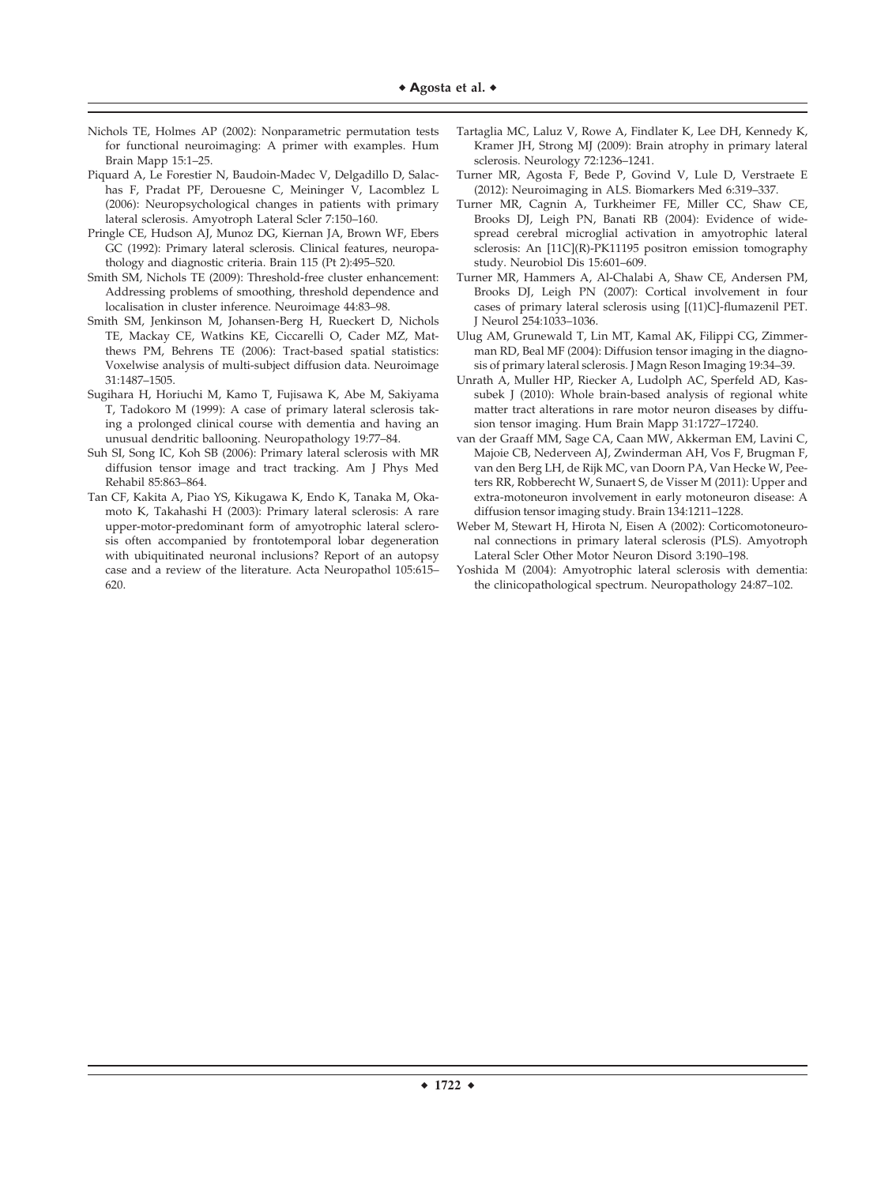Nichols TE, Holmes AP (2002): Nonparametric permutation tests for functional neuroimaging: A primer with examples. Hum Brain Mapp 15:1–25.

Piquard A, Le Forestier N, Baudoin-Madec V, Delgadillo D, Salachas F, Pradat PF, Derouesne C, Meininger V, Lacomblez L (2006): Neuropsychological changes in patients with primary lateral sclerosis. Amyotroph Lateral Scler 7:150–160.

Pringle CE, Hudson AJ, Munoz DG, Kiernan JA, Brown WF, Ebers GC (1992): Primary lateral sclerosis. Clinical features, neuropathology and diagnostic criteria. Brain 115 (Pt 2):495–520.

Smith SM, Nichols TE (2009): Threshold-free cluster enhancement: Addressing problems of smoothing, threshold dependence and localisation in cluster inference. Neuroimage 44:83–98.

Smith SM, Jenkinson M, Johansen-Berg H, Rueckert D, Nichols TE, Mackay CE, Watkins KE, Ciccarelli O, Cader MZ, Matthews PM, Behrens TE (2006): Tract-based spatial statistics: Voxelwise analysis of multi-subject diffusion data. Neuroimage 31:1487–1505.

Sugihara H, Horiuchi M, Kamo T, Fujisawa K, Abe M, Sakiyama T, Tadokoro M (1999): A case of primary lateral sclerosis taking a prolonged clinical course with dementia and having an unusual dendritic ballooning. Neuropathology 19:77–84.

Suh SI, Song IC, Koh SB (2006): Primary lateral sclerosis with MR diffusion tensor image and tract tracking. Am J Phys Med Rehabil 85:863–864.

Tan CF, Kakita A, Piao YS, Kikugawa K, Endo K, Tanaka M, Okamoto K, Takahashi H (2003): Primary lateral sclerosis: A rare upper-motor-predominant form of amyotrophic lateral sclerosis often accompanied by frontotemporal lobar degeneration with ubiquitinated neuronal inclusions? Report of an autopsy case and a review of the literature. Acta Neuropathol 105:615–620.

Tartaglia MC, Laluz V, Rowe A, Findlater K, Lee DH, Kennedy K, Kramer JH, Strong MJ (2009): Brain atrophy in primary lateral sclerosis. Neurology 72:1236–1241.

Turner MR, Agosta F, Bede P, Govind V, Lule D, Verstraete E (2012): Neuroimaging in ALS. Biomarkers Med 6:319–337.

Turner MR, Cagnin A, Turkheimer FE, Miller CC, Shaw CE, Brooks DJ, Leigh PN, Banati RB (2004): Evidence of widespread cerebral microglial activation in amyotrophic lateral sclerosis: An [11C](R)-PK11195 positron emission tomography study. Neurobiol Dis 15:601–609.

Turner MR, Hammers A, Al-Chalabi A, Shaw CE, Andersen PM, Brooks DJ, Leigh PN (2007): Cortical involvement in four cases of primary lateral sclerosis using [(11)C]-flumazenil PET. J Neurol 254:1033–1036.

Ulug AM, Grunewald T, Lin MT, Kamal AK, Filippi CG, Zimmerman RD, Beal MF (2004): Diffusion tensor imaging in the diagnosis of primary lateral sclerosis. J Magn Reson Imaging 19:34–39.

Unrath A, Muller HP, Riecker A, Ludolph AC, Sperfeld AD, Kassubek J (2010): Whole brain-based analysis of regional white matter tract alterations in rare motor neuron diseases by diffusion tensor imaging. Hum Brain Mapp 31:1727–17240.

van der Graaff MM, Sage CA, Caan MW, Akkerman EM, Lavini C, Majoie CB, Nederveen AJ, Zwinderman AH, Vos F, Brugman F, van den Berg LH, de Rijk MC, van Doorn PA, Van Hecke W, Peeters RR, Robberecht W, Sunaert S, de Visser M (2011): Upper and extra-motoneuron involvement in early motoneuron disease: A diffusion tensor imaging study. Brain 134:1211–1228.

Weber M, Stewart H, Hirota N, Eisen A (2002): Corticomotoneuronal connections in primary lateral sclerosis (PLS). Amyotroph Lateral Scler Other Motor Neuron Disord 3:190–198.

Yoshida M (2004): Amyotrophic lateral sclerosis with dementia: the clinicopathological spectrum. Neuropathology 24:87–102.